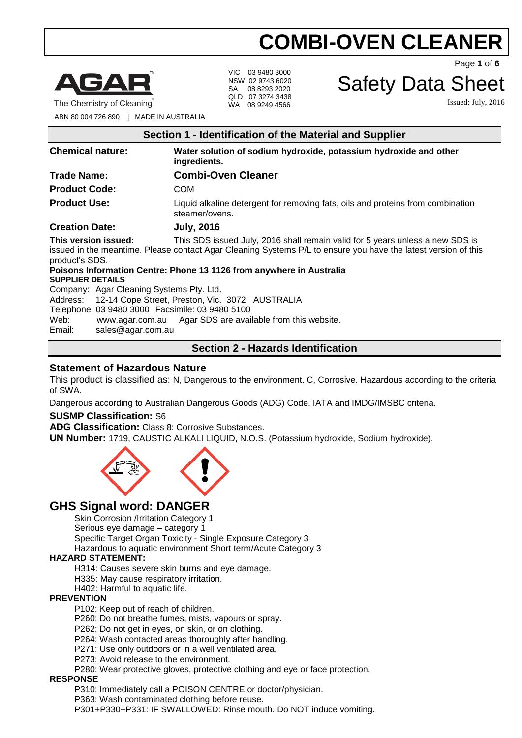# COMBI-OVEN CLEANER

# Safety Data Sheet

Issued: July, 2016

The Chemistry of Cleaning

ABN 80 004 726 890 | MADE IN AUSTRALIA

VIC 03 9480 3000
NSW 02 9743 6020
SA 08 8293 2020
QLD 07 3274 3438
WA 08 9249 4566

## Section 1 - Identification of the Material and Supplier

**Chemical nature:** **Water solution of sodium hydroxide, potassium hydroxide and other ingredients.**

**Trade Name:** **Combi-Oven Cleaner**

**Product Code:** COM

**Product Use:** Liquid alkaline detergent for removing fats, oils and proteins from combination steamer/ovens.

**Creation Date:** **July, 2016**

**This version issued:** This SDS issued July, 2016 shall remain valid for 5 years unless a new SDS is issued in the meantime. Please contact Agar Cleaning Systems P/L to ensure you have the latest version of this product's SDS.

**Poisons Information Centre: Phone 13 1126 from anywhere in Australia**

**SUPPLIER DETAILS**

Company: Agar Cleaning Systems Pty. Ltd.
Address: 12-14 Cope Street, Preston, Vic. 3072 AUSTRALIA
Telephone: 03 9480 3000 Facsimile: 03 9480 5100
Web: www.agar.com.au Agar SDS are available from this website.
Email: sales@agar.com.au

## Section 2 - Hazards Identification

### Statement of Hazardous Nature

This product is classified as: N, Dangerous to the environment. C, Corrosive. Hazardous according to the criteria of SWA.

Dangerous according to Australian Dangerous Goods (ADG) Code, IATA and IMDG/IMSBC criteria.

**SUSMP Classification:** S6

**ADG Classification:** Class 8: Corrosive Substances.

**UN Number:** 1719, CAUSTIC ALKALI LIQUID, N.O.S. (Potassium hydroxide, Sodium hydroxide).

## GHS Signal word: DANGER

Skin Corrosion /Irritation Category 1
Serious eye damage – category 1
Specific Target Organ Toxicity - Single Exposure Category 3
Hazardous to aquatic environment Short term/Acute Category 3

**HAZARD STATEMENT:**

H314: Causes severe skin burns and eye damage.
H335: May cause respiratory irritation.
H402: Harmful to aquatic life.

**PREVENTION**

P102: Keep out of reach of children.
P260: Do not breathe fumes, mists, vapours or spray.
P262: Do not get in eyes, on skin, or on clothing.
P264: Wash contacted areas thoroughly after handling.
P271: Use only outdoors or in a well ventilated area.
P273: Avoid release to the environment.
P280: Wear protective gloves, protective clothing and eye or face protection.

**RESPONSE**

P310: Immediately call a POISON CENTRE or doctor/physician.
P363: Wash contaminated clothing before reuse.
P301+P330+P331: IF SWALLOWED: Rinse mouth. Do NOT induce vomiting.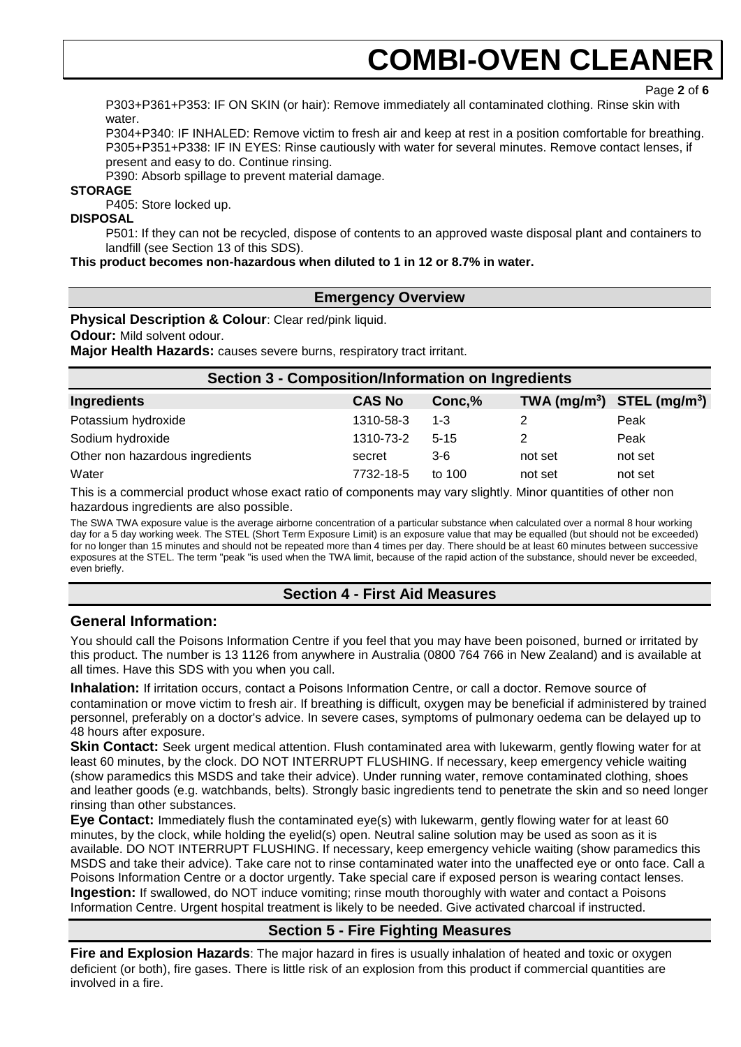P303+P361+P353: IF ON SKIN (or hair): Remove immediately all contaminated clothing. Rinse skin with water.
P304+P340: IF INHALED: Remove victim to fresh air and keep at rest in a position comfortable for breathing.
P305+P351+P338: IF IN EYES: Rinse cautiously with water for several minutes. Remove contact lenses, if present and easy to do. Continue rinsing.
P390: Absorb spillage to prevent material damage.

**STORAGE**

P405: Store locked up.

**DISPOSAL**

P501: If they can not be recycled, dispose of contents to an approved waste disposal plant and containers to landfill (see Section 13 of this SDS).

**This product becomes non-hazardous when diluted to 1 in 12 or 8.7% in water.**

## Emergency Overview

**Physical Description & Colour**: Clear red/pink liquid.

**Odour:** Mild solvent odour.

**Major Health Hazards:** causes severe burns, respiratory tract irritant.

## Section 3 - Composition/Information on Ingredients

| Ingredients | CAS No | Conc,% | TWA ($mg/m^3$) | STEL ($mg/m^3$) |
|---|---|---|---|---|
| Potassium hydroxide | 1310-58-3 | 1-3 | 2 | Peak |
| Sodium hydroxide | 1310-73-2 | 5-15 | 2 | Peak |
| Other non hazardous ingredients | secret | 3-6 | not set | not set |
| Water | 7732-18-5 | to 100 | not set | not set |

This is a commercial product whose exact ratio of components may vary slightly. Minor quantities of other non hazardous ingredients are also possible.

The SWA TWA exposure value is the average airborne concentration of a particular substance when calculated over a normal 8 hour working day for a 5 day working week. The STEL (Short Term Exposure Limit) is an exposure value that may be equalled (but should not be exceeded) for no longer than 15 minutes and should not be repeated more than 4 times per day. There should be at least 60 minutes between successive exposures at the STEL. The term "peak "is used when the TWA limit, because of the rapid action of the substance, should never be exceeded, even briefly.

## Section 4 - First Aid Measures

### General Information:

You should call the Poisons Information Centre if you feel that you may have been poisoned, burned or irritated by this product. The number is 13 1126 from anywhere in Australia (0800 764 766 in New Zealand) and is available at all times. Have this SDS with you when you call.

**Inhalation:** If irritation occurs, contact a Poisons Information Centre, or call a doctor. Remove source of contamination or move victim to fresh air. If breathing is difficult, oxygen may be beneficial if administered by trained personnel, preferably on a doctor's advice. In severe cases, symptoms of pulmonary oedema can be delayed up to 48 hours after exposure.

**Skin Contact:** Seek urgent medical attention. Flush contaminated area with lukewarm, gently flowing water for at least 60 minutes, by the clock. DO NOT INTERRUPT FLUSHING. If necessary, keep emergency vehicle waiting (show paramedics this MSDS and take their advice). Under running water, remove contaminated clothing, shoes and leather goods (e.g. watchbands, belts). Strongly basic ingredients tend to penetrate the skin and so need longer rinsing than other substances.

**Eye Contact:** Immediately flush the contaminated eye(s) with lukewarm, gently flowing water for at least 60 minutes, by the clock, while holding the eyelid(s) open. Neutral saline solution may be used as soon as it is available. DO NOT INTERRUPT FLUSHING. If necessary, keep emergency vehicle waiting (show paramedics this MSDS and take their advice). Take care not to rinse contaminated water into the unaffected eye or onto face. Call a Poisons Information Centre or a doctor urgently. Take special care if exposed person is wearing contact lenses.

**Ingestion:** If swallowed, do NOT induce vomiting; rinse mouth thoroughly with water and contact a Poisons Information Centre. Urgent hospital treatment is likely to be needed. Give activated charcoal if instructed.

## Section 5 - Fire Fighting Measures

**Fire and Explosion Hazards**: The major hazard in fires is usually inhalation of heated and toxic or oxygen deficient (or both), fire gases. There is little risk of an explosion from this product if commercial quantities are involved in a fire.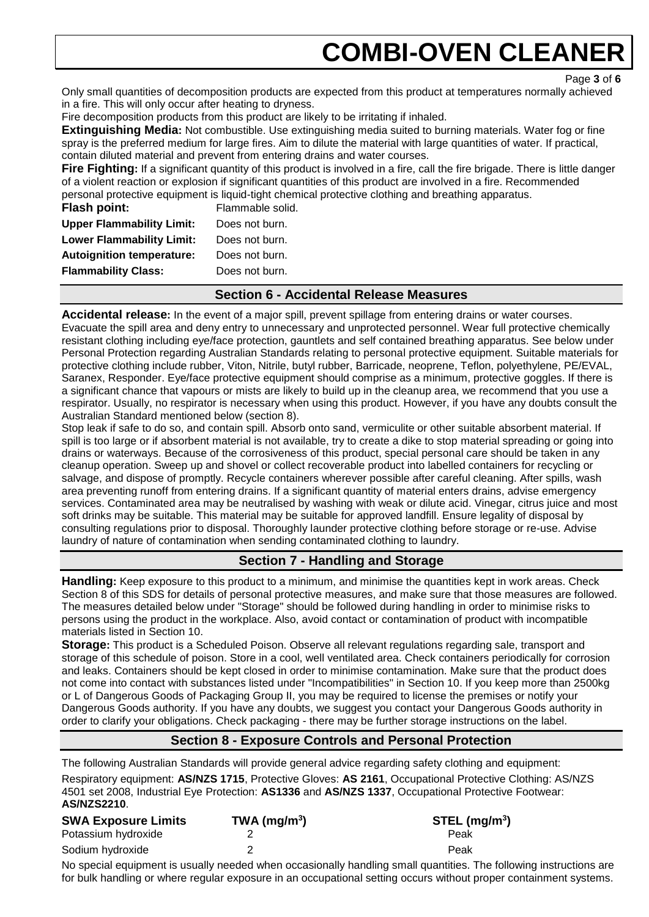Only small quantities of decomposition products are expected from this product at temperatures normally achieved in a fire. This will only occur after heating to dryness.

Fire decomposition products from this product are likely to be irritating if inhaled.

**Extinguishing Media:** Not combustible. Use extinguishing media suited to burning materials. Water fog or fine spray is the preferred medium for large fires. Aim to dilute the material with large quantities of water. If practical, contain diluted material and prevent from entering drains and water courses.

**Fire Fighting:** If a significant quantity of this product is involved in a fire, call the fire brigade. There is little danger of a violent reaction or explosion if significant quantities of this product are involved in a fire. Recommended personal protective equipment is liquid-tight chemical protective clothing and breathing apparatus.

| | |
|---|---|
| **Flash point:** | Flammable solid. |
| **Upper Flammability Limit:** | Does not burn. |
| **Lower Flammability Limit:** | Does not burn. |
| **Autoignition temperature:** | Does not burn. |
| **Flammability Class:** | Does not burn. |

## Section 6 - Accidental Release Measures

**Accidental release:** In the event of a major spill, prevent spillage from entering drains or water courses. Evacuate the spill area and deny entry to unnecessary and unprotected personnel. Wear full protective chemically resistant clothing including eye/face protection, gauntlets and self contained breathing apparatus. See below under Personal Protection regarding Australian Standards relating to personal protective equipment. Suitable materials for protective clothing include rubber, Viton, Nitrile, butyl rubber, Barricade, neoprene, Teflon, polyethylene, PE/EVAL, Saranex, Responder. Eye/face protective equipment should comprise as a minimum, protective goggles. If there is a significant chance that vapours or mists are likely to build up in the cleanup area, we recommend that you use a respirator. Usually, no respirator is necessary when using this product. However, if you have any doubts consult the Australian Standard mentioned below (section 8).

Stop leak if safe to do so, and contain spill. Absorb onto sand, vermiculite or other suitable absorbent material. If spill is too large or if absorbent material is not available, try to create a dike to stop material spreading or going into drains or waterways. Because of the corrosiveness of this product, special personal care should be taken in any cleanup operation. Sweep up and shovel or collect recoverable product into labelled containers for recycling or salvage, and dispose of promptly. Recycle containers wherever possible after careful cleaning. After spills, wash area preventing runoff from entering drains. If a significant quantity of material enters drains, advise emergency services. Contaminated area may be neutralised by washing with weak or dilute acid. Vinegar, citrus juice and most soft drinks may be suitable. This material may be suitable for approved landfill. Ensure legality of disposal by consulting regulations prior to disposal. Thoroughly launder protective clothing before storage or re-use. Advise laundry of nature of contamination when sending contaminated clothing to laundry.

## Section 7 - Handling and Storage

**Handling:** Keep exposure to this product to a minimum, and minimise the quantities kept in work areas. Check Section 8 of this SDS for details of personal protective measures, and make sure that those measures are followed. The measures detailed below under "Storage" should be followed during handling in order to minimise risks to persons using the product in the workplace. Also, avoid contact or contamination of product with incompatible materials listed in Section 10.

**Storage:** This product is a Scheduled Poison. Observe all relevant regulations regarding sale, transport and storage of this schedule of poison. Store in a cool, well ventilated area. Check containers periodically for corrosion and leaks. Containers should be kept closed in order to minimise contamination. Make sure that the product does not come into contact with substances listed under "Incompatibilities" in Section 10. If you keep more than 2500kg or L of Dangerous Goods of Packaging Group II, you may be required to license the premises or notify your Dangerous Goods authority. If you have any doubts, we suggest you contact your Dangerous Goods authority in order to clarify your obligations. Check packaging - there may be further storage instructions on the label.

## Section 8 - Exposure Controls and Personal Protection

The following Australian Standards will provide general advice regarding safety clothing and equipment:

Respiratory equipment: **AS/NZS 1715**, Protective Gloves: **AS 2161**, Occupational Protective Clothing: AS/NZS 4501 set 2008, Industrial Eye Protection: **AS1336** and **AS/NZS 1337**, Occupational Protective Footwear: **AS/NZS2210**.

| **SWA Exposure Limits** | **TWA ($mg/m^3$)** | **STEL ($mg/m^3$)** |
|---|---|---|
| Potassium hydroxide | 2 | Peak |
| Sodium hydroxide | 2 | Peak |

No special equipment is usually needed when occasionally handling small quantities. The following instructions are for bulk handling or where regular exposure in an occupational setting occurs without proper containment systems.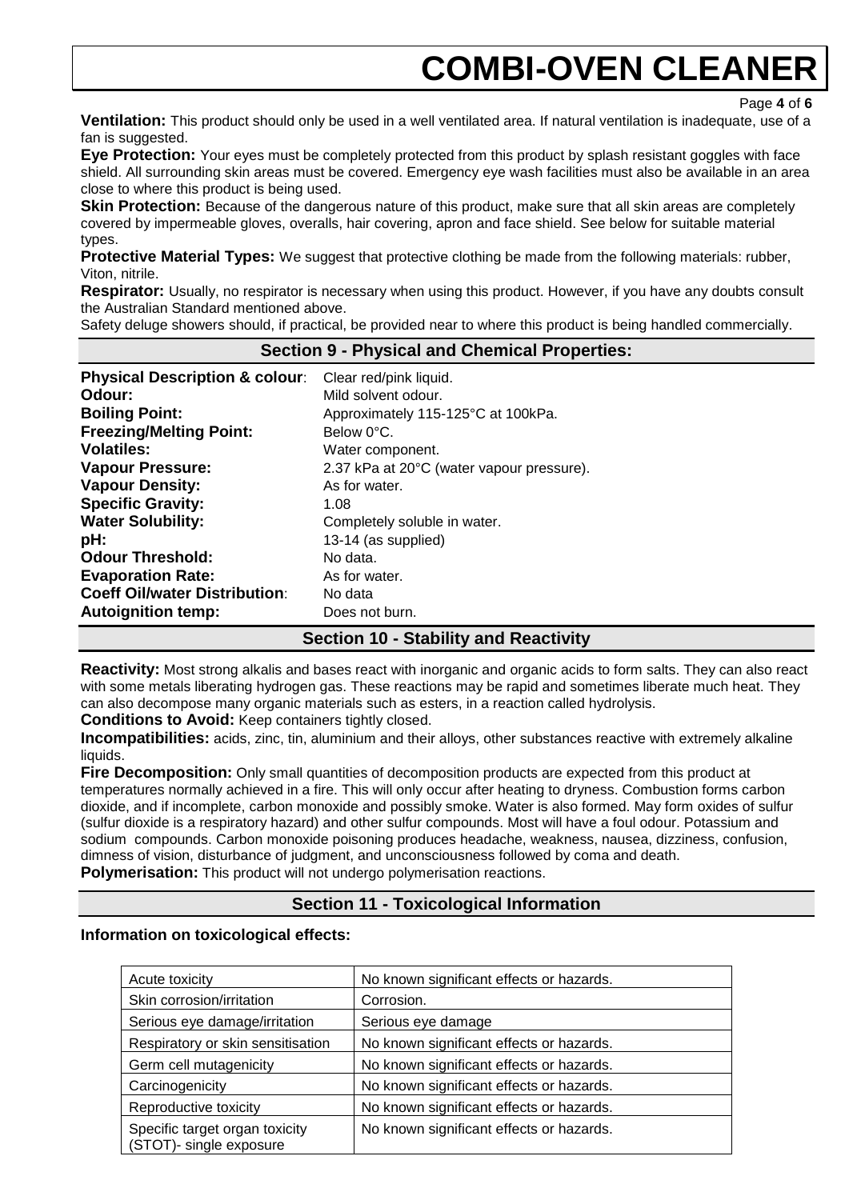**Ventilation:** This product should only be used in a well ventilated area. If natural ventilation is inadequate, use of a fan is suggested.

**Eye Protection:** Your eyes must be completely protected from this product by splash resistant goggles with face shield. All surrounding skin areas must be covered. Emergency eye wash facilities must also be available in an area close to where this product is being used.

**Skin Protection:** Because of the dangerous nature of this product, make sure that all skin areas are completely covered by impermeable gloves, overalls, hair covering, apron and face shield. See below for suitable material types.

**Protective Material Types:** We suggest that protective clothing be made from the following materials: rubber, Viton, nitrile.

**Respirator:** Usually, no respirator is necessary when using this product. However, if you have any doubts consult the Australian Standard mentioned above.

Safety deluge showers should, if practical, be provided near to where this product is being handled commercially.

## Section 9 - Physical and Chemical Properties:

| | |
|---|---|
| **Physical Description & colour**: | Clear red/pink liquid. |
| **Odour:** | Mild solvent odour. |
| **Boiling Point:** | Approximately 115-125°C at 100kPa. |
| **Freezing/Melting Point:** | Below 0°C. |
| **Volatiles:** | Water component. |
| **Vapour Pressure:** | 2.37 kPa at 20°C (water vapour pressure). |
| **Vapour Density:** | As for water. |
| **Specific Gravity:** | 1.08 |
| **Water Solubility:** | Completely soluble in water. |
| **pH:** | 13-14 (as supplied) |
| **Odour Threshold:** | No data. |
| **Evaporation Rate:** | As for water. |
| **Coeff Oil/water Distribution**: | No data |
| **Autoignition temp:** | Does not burn. |

## Section 10 - Stability and Reactivity

**Reactivity:** Most strong alkalis and bases react with inorganic and organic acids to form salts. They can also react with some metals liberating hydrogen gas. These reactions may be rapid and sometimes liberate much heat. They can also decompose many organic materials such as esters, in a reaction called hydrolysis.

**Conditions to Avoid:** Keep containers tightly closed.

**Incompatibilities:** acids, zinc, tin, aluminium and their alloys, other substances reactive with extremely alkaline liquids.

**Fire Decomposition:** Only small quantities of decomposition products are expected from this product at temperatures normally achieved in a fire. This will only occur after heating to dryness. Combustion forms carbon dioxide, and if incomplete, carbon monoxide and possibly smoke. Water is also formed. May form oxides of sulfur (sulfur dioxide is a respiratory hazard) and other sulfur compounds. Most will have a foul odour. Potassium and sodium compounds. Carbon monoxide poisoning produces headache, weakness, nausea, dizziness, confusion, dimness of vision, disturbance of judgment, and unconsciousness followed by coma and death.

**Polymerisation:** This product will not undergo polymerisation reactions.

## Section 11 - Toxicological Information

**Information on toxicological effects:**

| | |
|---|---|
| Acute toxicity | No known significant effects or hazards. |
| Skin corrosion/irritation | Corrosion. |
| Serious eye damage/irritation | Serious eye damage |
| Respiratory or skin sensitisation | No known significant effects or hazards. |
| Germ cell mutagenicity | No known significant effects or hazards. |
| Carcinogenicity | No known significant effects or hazards. |
| Reproductive toxicity | No known significant effects or hazards. |
| Specific target organ toxicity (STOT)- single exposure | No known significant effects or hazards. |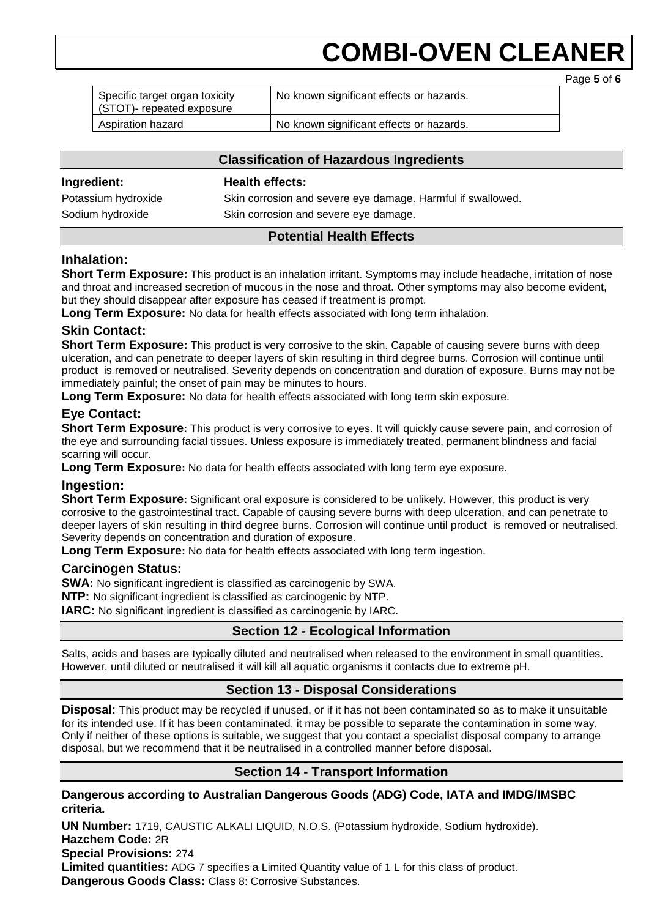| Specific target organ toxicity (STOT)- repeated exposure | No known significant effects or hazards. |
|---|---|
| Aspiration hazard | No known significant effects or hazards. |

## Classification of Hazardous Ingredients

| Ingredient: | Health effects: |
|---|---|
| Potassium hydroxide | Skin corrosion and severe eye damage. Harmful if swallowed. |
| Sodium hydroxide | Skin corrosion and severe eye damage. |

## Potential Health Effects

### Inhalation:

**Short Term Exposure:** This product is an inhalation irritant. Symptoms may include headache, irritation of nose and throat and increased secretion of mucous in the nose and throat. Other symptoms may also become evident, but they should disappear after exposure has ceased if treatment is prompt.

**Long Term Exposure:** No data for health effects associated with long term inhalation.

### Skin Contact:

**Short Term Exposure:** This product is very corrosive to the skin. Capable of causing severe burns with deep ulceration, and can penetrate to deeper layers of skin resulting in third degree burns. Corrosion will continue until product is removed or neutralised. Severity depends on concentration and duration of exposure. Burns may not be immediately painful; the onset of pain may be minutes to hours.

**Long Term Exposure:** No data for health effects associated with long term skin exposure.

### Eye Contact:

**Short Term Exposure:** This product is very corrosive to eyes. It will quickly cause severe pain, and corrosion of the eye and surrounding facial tissues. Unless exposure is immediately treated, permanent blindness and facial scarring will occur.

**Long Term Exposure:** No data for health effects associated with long term eye exposure.

### Ingestion:

**Short Term Exposure:** Significant oral exposure is considered to be unlikely. However, this product is very corrosive to the gastrointestinal tract. Capable of causing severe burns with deep ulceration, and can penetrate to deeper layers of skin resulting in third degree burns. Corrosion will continue until product is removed or neutralised. Severity depends on concentration and duration of exposure.

**Long Term Exposure:** No data for health effects associated with long term ingestion.

### Carcinogen Status:

**SWA:** No significant ingredient is classified as carcinogenic by SWA.
**NTP:** No significant ingredient is classified as carcinogenic by NTP.
**IARC:** No significant ingredient is classified as carcinogenic by IARC.

## Section 12 - Ecological Information

Salts, acids and bases are typically diluted and neutralised when released to the environment in small quantities. However, until diluted or neutralised it will kill all aquatic organisms it contacts due to extreme pH.

## Section 13 - Disposal Considerations

**Disposal:** This product may be recycled if unused, or if it has not been contaminated so as to make it unsuitable for its intended use. If it has been contaminated, it may be possible to separate the contamination in some way. Only if neither of these options is suitable, we suggest that you contact a specialist disposal company to arrange disposal, but we recommend that it be neutralised in a controlled manner before disposal.

## Section 14 - Transport Information

**Dangerous according to Australian Dangerous Goods (ADG) Code, IATA and IMDG/IMSBC criteria.**

**UN Number:** 1719, CAUSTIC ALKALI LIQUID, N.O.S. (Potassium hydroxide, Sodium hydroxide).
**Hazchem Code:** 2R
**Special Provisions:** 274
**Limited quantities:** ADG 7 specifies a Limited Quantity value of 1 L for this class of product.
**Dangerous Goods Class:** Class 8: Corrosive Substances.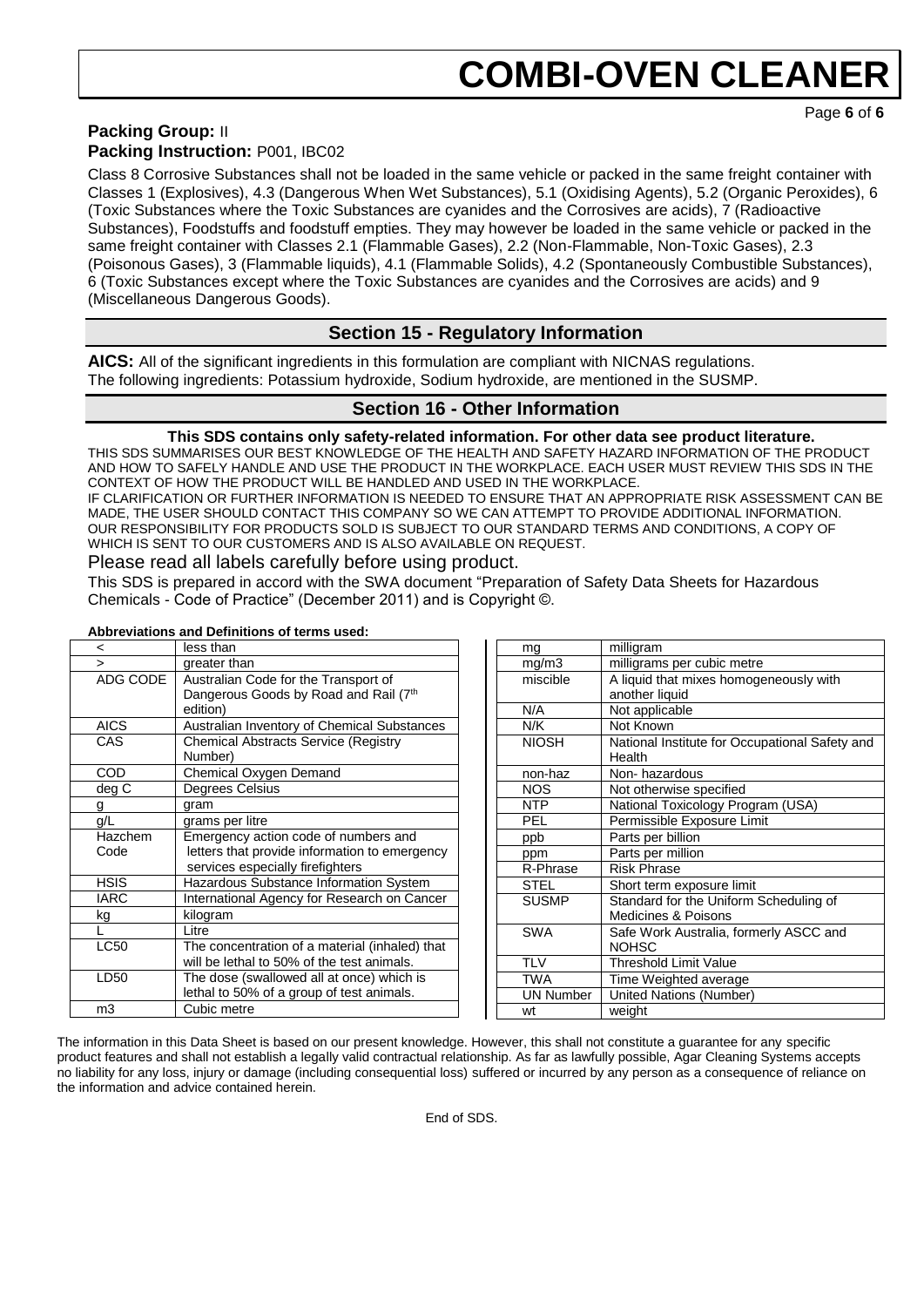**Packing Group:** II

**Packing Instruction:** P001, IBC02

Class 8 Corrosive Substances shall not be loaded in the same vehicle or packed in the same freight container with Classes 1 (Explosives), 4.3 (Dangerous When Wet Substances), 5.1 (Oxidising Agents), 5.2 (Organic Peroxides), 6 (Toxic Substances where the Toxic Substances are cyanides and the Corrosives are acids), 7 (Radioactive Substances), Foodstuffs and foodstuff empties. They may however be loaded in the same vehicle or packed in the same freight container with Classes 2.1 (Flammable Gases), 2.2 (Non-Flammable, Non-Toxic Gases), 2.3 (Poisonous Gases), 3 (Flammable liquids), 4.1 (Flammable Solids), 4.2 (Spontaneously Combustible Substances), 6 (Toxic Substances except where the Toxic Substances are cyanides and the Corrosives are acids) and 9 (Miscellaneous Dangerous Goods).

## Section 15 - Regulatory Information

**AICS:** All of the significant ingredients in this formulation are compliant with NICNAS regulations.
The following ingredients: Potassium hydroxide, Sodium hydroxide, are mentioned in the SUSMP.

## Section 16 - Other Information

**This SDS contains only safety-related information. For other data see product literature.**

THIS SDS SUMMARISES OUR BEST KNOWLEDGE OF THE HEALTH AND SAFETY HAZARD INFORMATION OF THE PRODUCT AND HOW TO SAFELY HANDLE AND USE THE PRODUCT IN THE WORKPLACE. EACH USER MUST REVIEW THIS SDS IN THE CONTEXT OF HOW THE PRODUCT WILL BE HANDLED AND USED IN THE WORKPLACE.
IF CLARIFICATION OR FURTHER INFORMATION IS NEEDED TO ENSURE THAT AN APPROPRIATE RISK ASSESSMENT CAN BE MADE, THE USER SHOULD CONTACT THIS COMPANY SO WE CAN ATTEMPT TO PROVIDE ADDITIONAL INFORMATION. OUR RESPONSIBILITY FOR PRODUCTS SOLD IS SUBJECT TO OUR STANDARD TERMS AND CONDITIONS, A COPY OF WHICH IS SENT TO OUR CUSTOMERS AND IS ALSO AVAILABLE ON REQUEST.

Please read all labels carefully before using product.

This SDS is prepared in accord with the SWA document "Preparation of Safety Data Sheets for Hazardous Chemicals - Code of Practice" (December 2011) and is Copyright ©.

**Abbreviations and Definitions of terms used:**

| | |
|---|---|
| < | less than |
| > | greater than |
| ADG CODE | Australian Code for the Transport of Dangerous Goods by Road and Rail (7th edition) |
| AICS | Australian Inventory of Chemical Substances |
| CAS | Chemical Abstracts Service (Registry Number) |
| COD | Chemical Oxygen Demand |
| deg C | Degrees Celsius |
| g | gram |
| g/L | grams per litre |
| Hazchem Code | Emergency action code of numbers and letters that provide information to emergency services especially firefighters |
| HSIS | Hazardous Substance Information System |
| IARC | International Agency for Research on Cancer |
| kg | kilogram |
| L | Litre |
| LC50 | The concentration of a material (inhaled) that will be lethal to 50% of the test animals. |
| LD50 | The dose (swallowed all at once) which is lethal to 50% of a group of test animals. |
| m3 | Cubic metre |
| mg | milligram |
| mg/m3 | milligrams per cubic metre |
| miscible | A liquid that mixes homogeneously with another liquid |
| N/A | Not applicable |
| N/K | Not Known |
| NIOSH | National Institute for Occupational Safety and Health |
| non-haz | Non- hazardous |
| NOS | Not otherwise specified |
| NTP | National Toxicology Program (USA) |
| PEL | Permissible Exposure Limit |
| ppb | Parts per billion |
| ppm | Parts per million |
| R-Phrase | Risk Phrase |
| STEL | Short term exposure limit |
| SUSMP | Standard for the Uniform Scheduling of Medicines & Poisons |
| SWA | Safe Work Australia, formerly ASCC and NOHSC |
| TLV | Threshold Limit Value |
| TWA | Time Weighted average |
| UN Number | United Nations (Number) |
| wt | weight |

The information in this Data Sheet is based on our present knowledge. However, this shall not constitute a guarantee for any specific product features and shall not establish a legally valid contractual relationship. As far as lawfully possible, Agar Cleaning Systems accepts no liability for any loss, injury or damage (including consequential loss) suffered or incurred by any person as a consequence of reliance on the information and advice contained herein.

End of SDS.